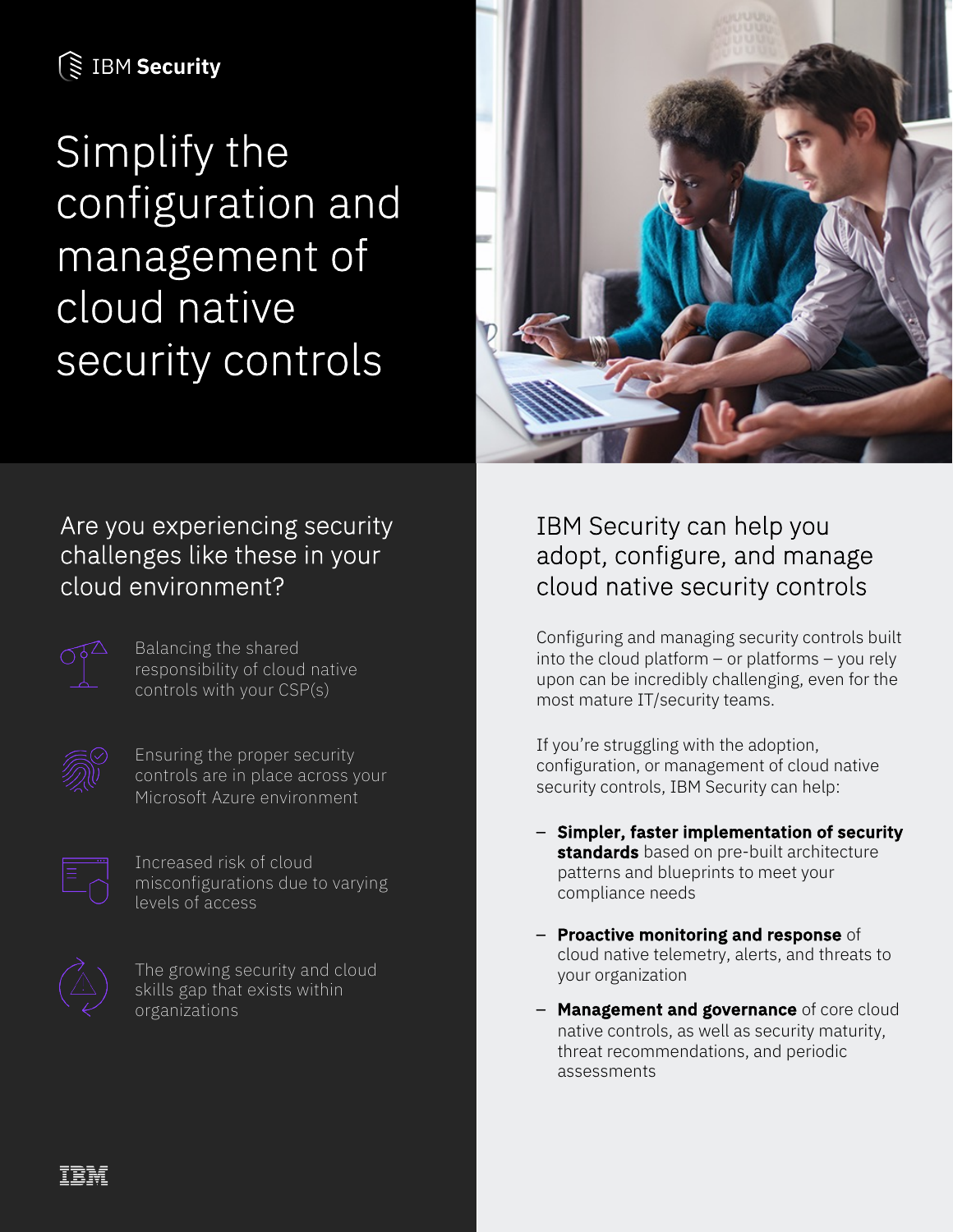IBM Security

# Simplify the configuration and management of cloud native security controls

## Are you experiencing security challenges like these in your cloud environment?

- Balancing the shared responsibility of cloud native controls with your CSP(s)
- Ensuring the proper security controls are in place across your Microsoft Azure environment
- Increased risk of cloud misconfigurations due to varying levels of access
- The growing security and cloud skills gap that exists within organizations

## IBM Security can help you adopt, configure, and manage cloud native security controls

Configuring and managing security controls built into the cloud platform – or platforms – you rely upon can be incredibly challenging, even for the most mature IT/security teams.

If you're struggling with the adoption, configuration, or management of cloud native security controls, IBM Security can help:

- **Simpler, faster implementation of security standards** based on pre-built architecture patterns and blueprints to meet your compliance needs
- **Proactive monitoring and response** of cloud native telemetry, alerts, and threats to your organization
- **Management and governance** of core cloud native controls, as well as security maturity, threat recommendations, and periodic assessments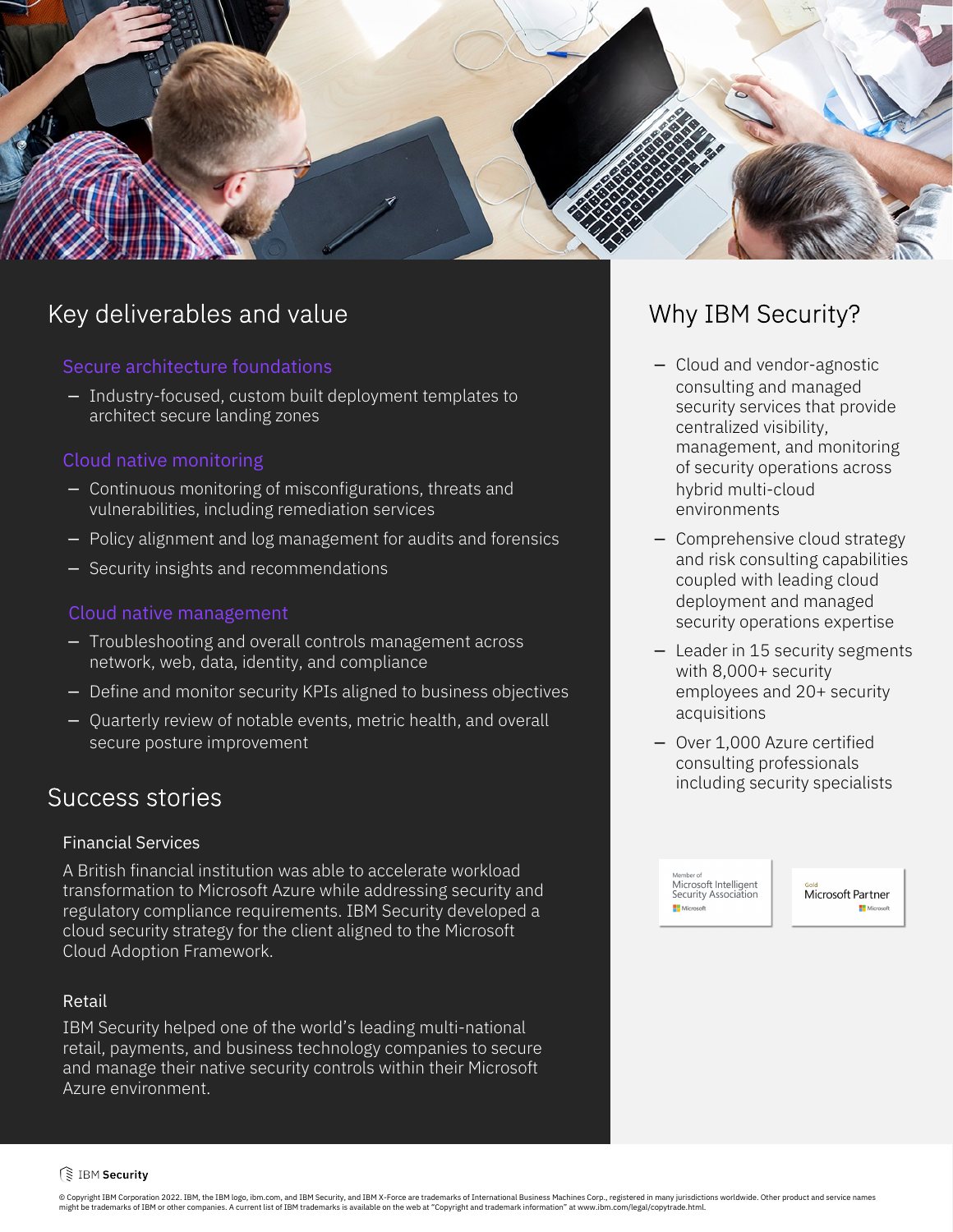## Key deliverables and value

### Secure architecture foundations

- Industry-focused, custom built deployment templates to architect secure landing zones

### Cloud native monitoring

- Continuous monitoring of misconfigurations, threats and vulnerabilities, including remediation services
- Policy alignment and log management for audits and forensics
- Security insights and recommendations

### Cloud native management

- Troubleshooting and overall controls management across network, web, data, identity, and compliance
- Define and monitor security KPIs aligned to business objectives
- Quarterly review of notable events, metric health, and overall secure posture improvement

## Success stories

### Financial Services

A British financial institution was able to accelerate workload transformation to Microsoft Azure while addressing security and regulatory compliance requirements. IBM Security developed a cloud security strategy for the client aligned to the Microsoft Cloud Adoption Framework.

### Retail

IBM Security helped one of the world's leading multi-national retail, payments, and business technology companies to secure and manage their native security controls within their Microsoft Azure environment.

## Why IBM Security?

- Cloud and vendor-agnostic consulting and managed security services that provide centralized visibility, management, and monitoring of security operations across hybrid multi-cloud environments
- Comprehensive cloud strategy and risk consulting capabilities coupled with leading cloud deployment and managed security operations expertise
- Leader in 15 security segments with 8,000+ security employees and 20+ security acquisitions
- Over 1,000 Azure certified consulting professionals including security specialists

Member of Microsoft Intelligent Security Association Microsoft

Gold Microsoft Partner Microsoft

IBM **Security**

© Copyright IBM Corporation 2022. IBM, the IBM logo, ibm.com, and IBM Security, and IBM X-Force are trademarks of International Business Machines Corp., registered in many jurisdictions worldwide. Other product and service names might be trademarks of IBM or other companies. A current list of IBM trademarks is available on the web at "Copyright and trademark information" at www.ibm.com/legal/copytrade.html.